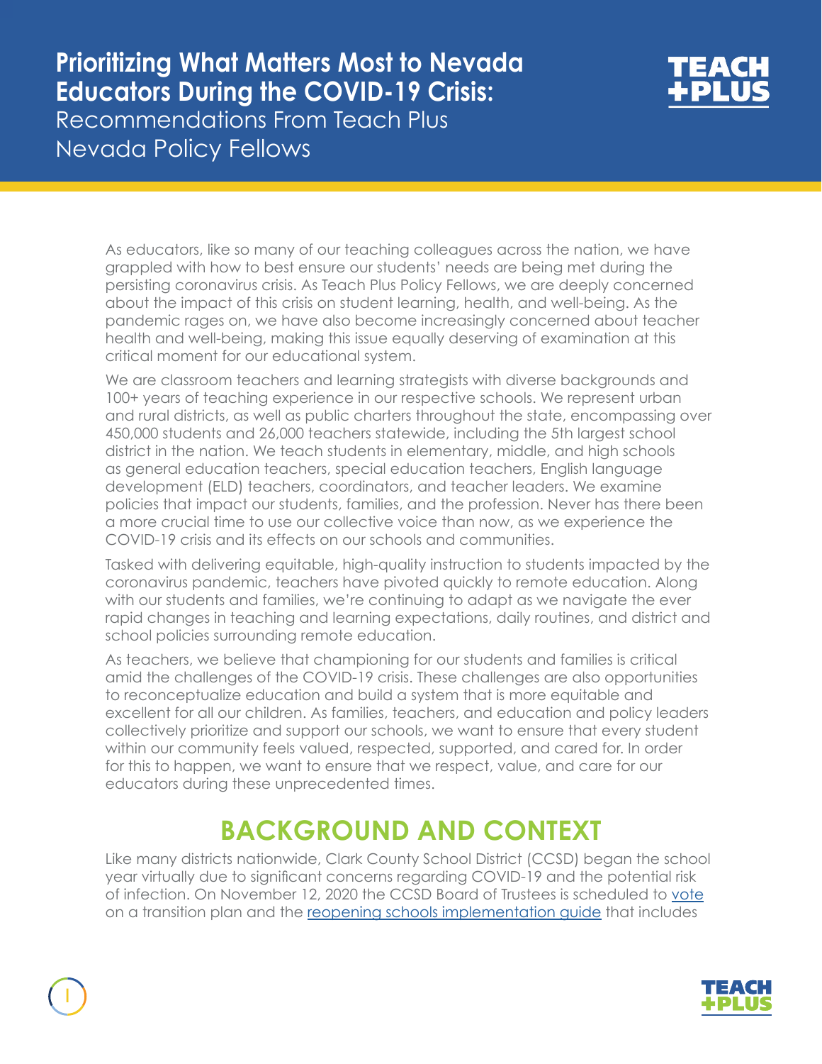# Prioritizing What Matters Most to Nevada Educators During the COVID-19 Crisis:

Recommendations From Teach Plus Nevada Policy Fellows

As educators, like so many of our teaching colleagues across the nation, we have grappled with how to best ensure our students' needs are being met during the persisting coronavirus crisis. As Teach Plus Policy Fellows, we are deeply concerned about the impact of this crisis on student learning, health, and well-being. As the pandemic rages on, we have also become increasingly concerned about teacher health and well-being, making this issue equally deserving of examination at this critical moment for our educational system.

We are classroom teachers and learning strategists with diverse backgrounds and 100+ years of teaching experience in our respective schools. We represent urban and rural districts, as well as public charters throughout the state, encompassing over 450,000 students and 26,000 teachers statewide, including the 5th largest school district in the nation. We teach students in elementary, middle, and high schools as general education teachers, special education teachers, English language development (ELD) teachers, coordinators, and teacher leaders. We examine policies that impact our students, families, and the profession. Never has there been a more crucial time to use our collective voice than now, as we experience the COVID-19 crisis and its effects on our schools and communities.

Tasked with delivering equitable, high-quality instruction to students impacted by the coronavirus pandemic, teachers have pivoted quickly to remote education. Along with our students and families, we're continuing to adapt as we navigate the ever rapid changes in teaching and learning expectations, daily routines, and district and school policies surrounding remote education.

As teachers, we believe that championing for our students and families is critical amid the challenges of the COVID-19 crisis. These challenges are also opportunities to reconceptualize education and build a system that is more equitable and excellent for all our children. As families, teachers, and education and policy leaders collectively prioritize and support our schools, we want to ensure that every student within our community feels valued, respected, supported, and cared for. In order for this to happen, we want to ensure that we respect, value, and care for our educators during these unprecedented times.

## BACKGROUND AND CONTEXT

Like many districts nationwide, Clark County School District (CCSD) began the school year virtually due to significant concerns regarding COVID-19 and the potential risk of infection. On November 12, 2020 the CCSD Board of Trustees is scheduled to vote on a transition plan and the reopening schools implementation guide that includes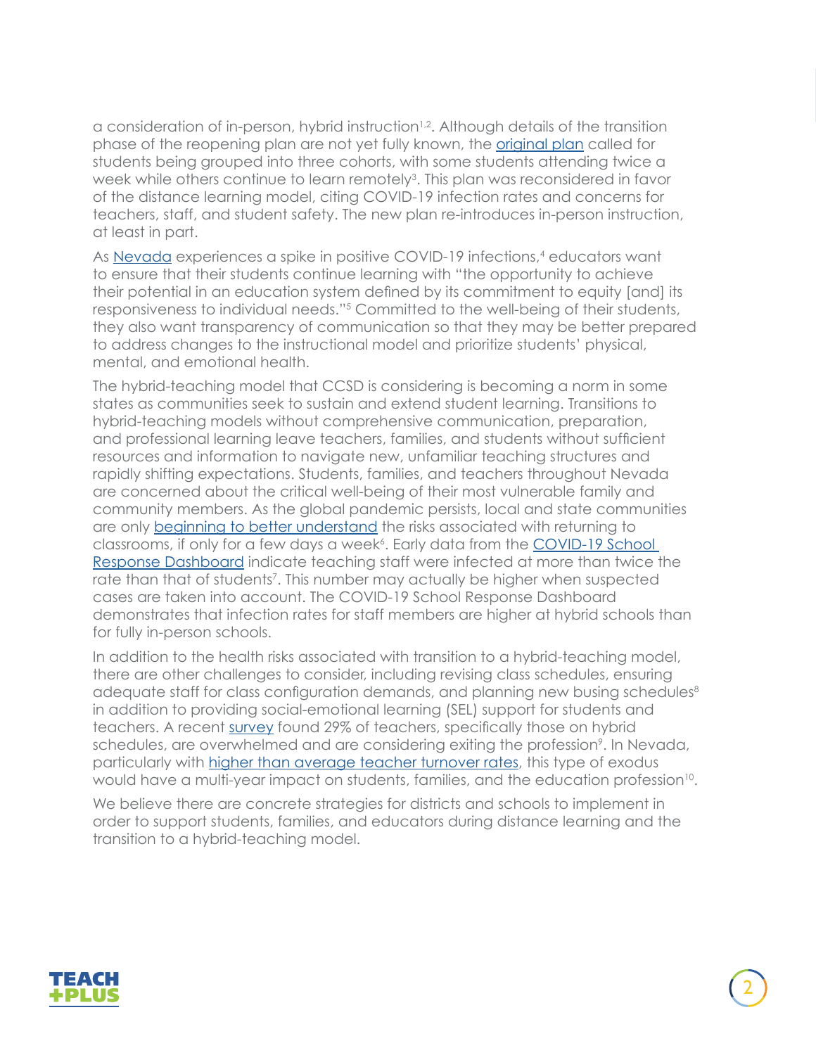a consideration of in-person, hybrid instruction[1,2]. Although details of the transition phase of the reopening plan are not yet fully known, the original plan called for students being grouped into three cohorts, with some students attending twice a week while others continue to learn remotely[3]. This plan was reconsidered in favor of the distance learning model, citing COVID-19 infection rates and concerns for teachers, staff, and student safety. The new plan re-introduces in-person instruction, at least in part.

As Nevada experiences a spike in positive COVID-19 infections,[4] educators want to ensure that their students continue learning with "the opportunity to achieve their potential in an education system defined by its commitment to equity [and] its responsiveness to individual needs."[5] Committed to the well-being of their students, they also want transparency of communication so that they may be better prepared to address changes to the instructional model and prioritize students' physical, mental, and emotional health.

The hybrid-teaching model that CCSD is considering is becoming a norm in some states as communities seek to sustain and extend student learning. Transitions to hybrid-teaching models without comprehensive communication, preparation, and professional learning leave teachers, families, and students without sufficient resources and information to navigate new, unfamiliar teaching structures and rapidly shifting expectations. Students, families, and teachers throughout Nevada are concerned about the critical well-being of their most vulnerable family and community members. As the global pandemic persists, local and state communities are only beginning to better understand the risks associated with returning to classrooms, if only for a few days a week[6]. Early data from the COVID-19 School Response Dashboard indicate teaching staff were infected at more than twice the rate than that of students[7]. This number may actually be higher when suspected cases are taken into account. The COVID-19 School Response Dashboard demonstrates that infection rates for staff members are higher at hybrid schools than for fully in-person schools.

In addition to the health risks associated with transition to a hybrid-teaching model, there are other challenges to consider, including revising class schedules, ensuring adequate staff for class configuration demands, and planning new busing schedules[8] in addition to providing social-emotional learning (SEL) support for students and teachers. A recent survey found 29% of teachers, specifically those on hybrid schedules, are overwhelmed and are considering exiting the profession[9]. In Nevada, particularly with higher than average teacher turnover rates, this type of exodus would have a multi-year impact on students, families, and the education profession[10].

We believe there are concrete strategies for districts and schools to implement in order to support students, families, and educators during distance learning and the transition to a hybrid-teaching model.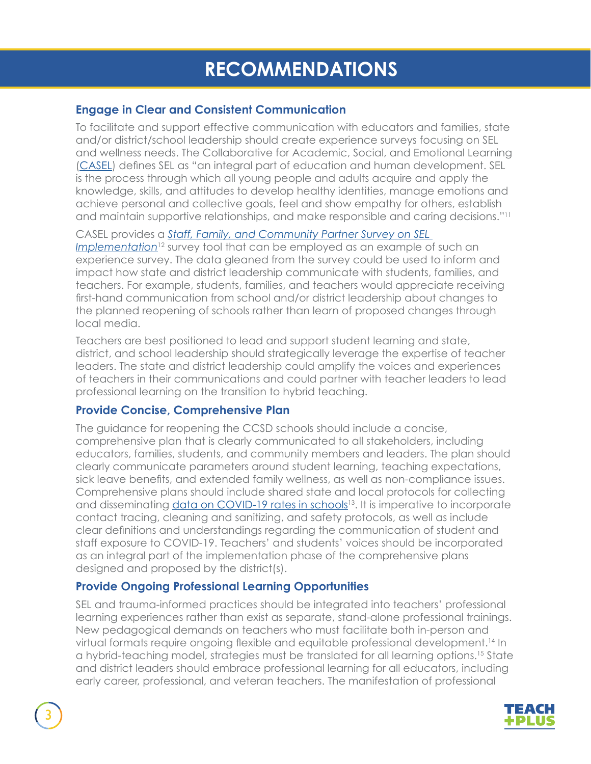# RECOMMENDATIONS

### Engage in Clear and Consistent Communication

To facilitate and support effective communication with educators and families, state and/or district/school leadership should create experience surveys focusing on SEL and wellness needs. The Collaborative for Academic, Social, and Emotional Learning (CASEL) defines SEL as "an integral part of education and human development. SEL is the process through which all young people and adults acquire and apply the knowledge, skills, and attitudes to develop healthy identities, manage emotions and achieve personal and collective goals, feel and show empathy for others, establish and maintain supportive relationships, and make responsible and caring decisions."[11]

CASEL provides a *Staff, Family, and Community Partner Survey on SEL Implementation*[12] survey tool that can be employed as an example of such an experience survey. The data gleaned from the survey could be used to inform and impact how state and district leadership communicate with students, families, and teachers. For example, students, families, and teachers would appreciate receiving first-hand communication from school and/or district leadership about changes to the planned reopening of schools rather than learn of proposed changes through local media.

Teachers are best positioned to lead and support student learning and state, district, and school leadership should strategically leverage the expertise of teacher leaders. The state and district leadership could amplify the voices and experiences of teachers in their communications and could partner with teacher leaders to lead professional learning on the transition to hybrid teaching.

### Provide Concise, Comprehensive Plan

The guidance for reopening the CCSD schools should include a concise, comprehensive plan that is clearly communicated to all stakeholders, including educators, families, students, and community members and leaders. The plan should clearly communicate parameters around student learning, teaching expectations, sick leave benefits, and extended family wellness, as well as non-compliance issues. Comprehensive plans should include shared state and local protocols for collecting and disseminating data on COVID-19 rates in schools[13]. It is imperative to incorporate contact tracing, cleaning and sanitizing, and safety protocols, as well as include clear definitions and understandings regarding the communication of student and staff exposure to COVID-19. Teachers' and students' voices should be incorporated as an integral part of the implementation phase of the comprehensive plans designed and proposed by the district(s).

### Provide Ongoing Professional Learning Opportunities

SEL and trauma-informed practices should be integrated into teachers' professional learning experiences rather than exist as separate, stand-alone professional trainings. New pedagogical demands on teachers who must facilitate both in-person and virtual formats require ongoing flexible and equitable professional development.[14] In a hybrid-teaching model, strategies must be translated for all learning options.[15] State and district leaders should embrace professional learning for all educators, including early career, professional, and veteran teachers. The manifestation of professional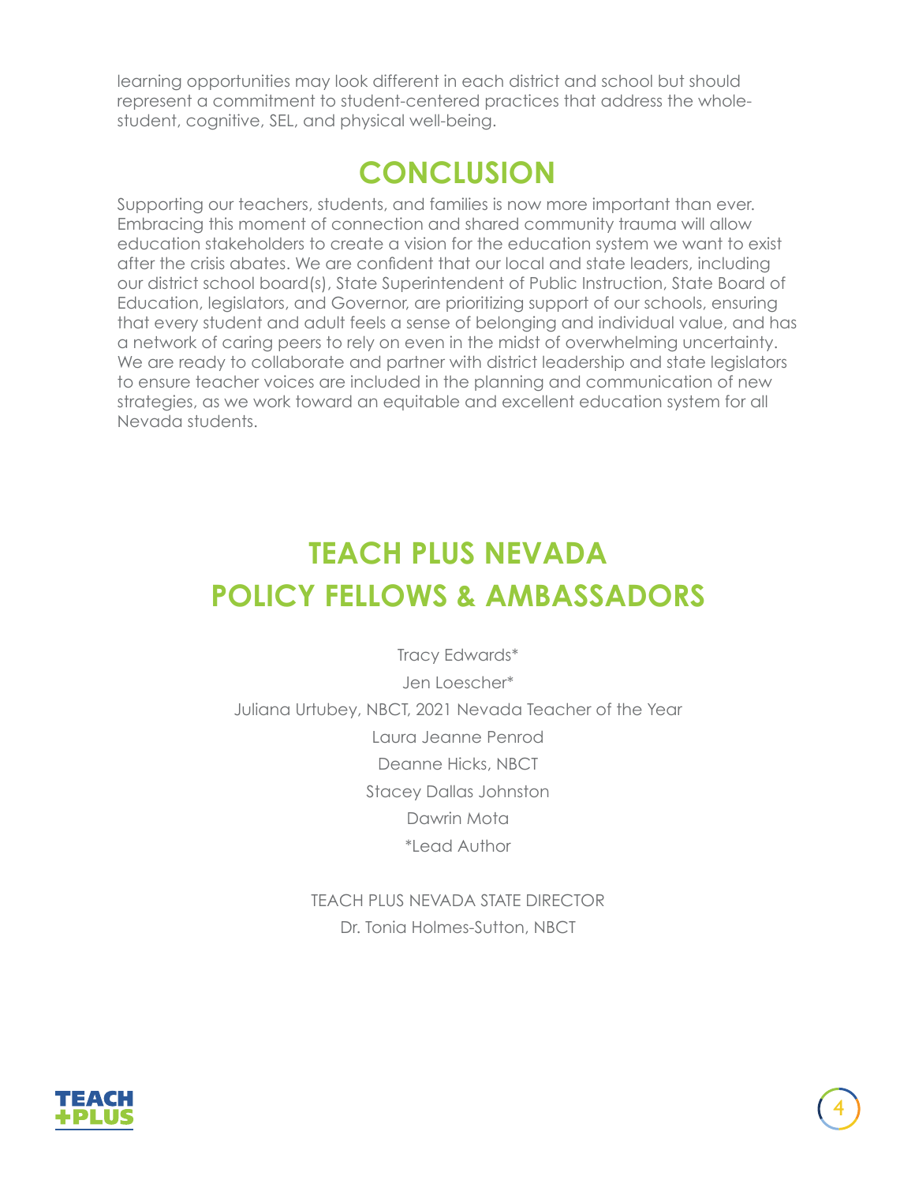learning opportunities may look different in each district and school but should represent a commitment to student-centered practices that address the whole-student, cognitive, SEL, and physical well-being.

## CONCLUSION

Supporting our teachers, students, and families is now more important than ever. Embracing this moment of connection and shared community trauma will allow education stakeholders to create a vision for the education system we want to exist after the crisis abates. We are confident that our local and state leaders, including our district school board(s), State Superintendent of Public Instruction, State Board of Education, legislators, and Governor, are prioritizing support of our schools, ensuring that every student and adult feels a sense of belonging and individual value, and has a network of caring peers to rely on even in the midst of overwhelming uncertainty. We are ready to collaborate and partner with district leadership and state legislators to ensure teacher voices are included in the planning and communication of new strategies, as we work toward an equitable and excellent education system for all Nevada students.

## TEACH PLUS NEVADA POLICY FELLOWS & AMBASSADORS

Tracy Edwards*

Jen Loescher*

Juliana Urtubey, NBCT, 2021 Nevada Teacher of the Year

Laura Jeanne Penrod

Deanne Hicks, NBCT

Stacey Dallas Johnston

Dawrin Mota

*Lead Author

TEACH PLUS NEVADA STATE DIRECTOR

Dr. Tonia Holmes-Sutton, NBCT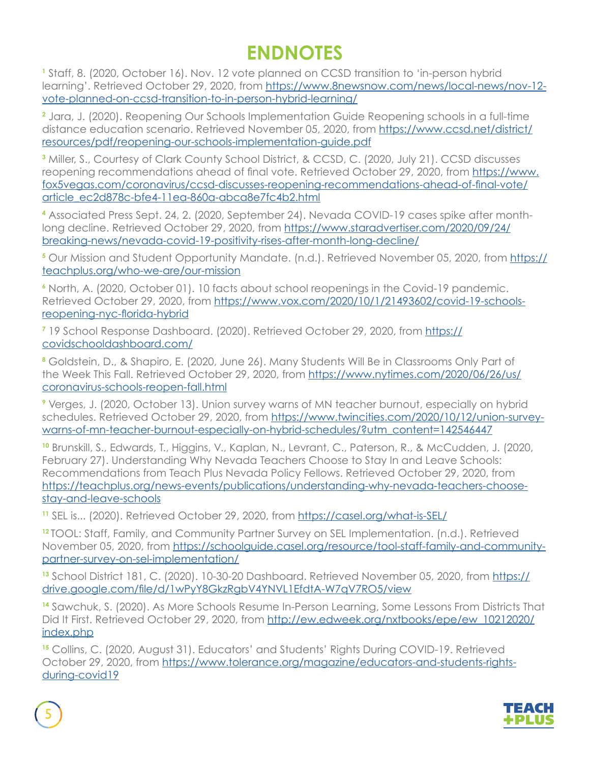# ENDNOTES

[1] Staff, 8. (2020, October 16). Nov. 12 vote planned on CCSD transition to 'in-person hybrid learning'. Retrieved October 29, 2020, from https://www.8newsnow.com/news/local-news/nov-12-vote-planned-on-ccsd-transition-to-in-person-hybrid-learning/

[2] Jara, J. (2020). Reopening Our Schools Implementation Guide Reopening schools in a full-time distance education scenario. Retrieved November 05, 2020, from https://www.ccsd.net/district/resources/pdf/reopening-our-schools-implementation-guide.pdf

[3] Miller, S., Courtesy of Clark County School District, & CCSD, C. (2020, July 21). CCSD discusses reopening recommendations ahead of final vote. Retrieved October 29, 2020, from https://www.fox5vegas.com/coronavirus/ccsd-discusses-reopening-recommendations-ahead-of-final-vote/article_ec2d878c-bfe4-11ea-860a-abca8e7fc4b2.html

[4] Associated Press Sept. 24, 2. (2020, September 24). Nevada COVID-19 cases spike after month-long decline. Retrieved October 29, 2020, from https://www.staradvertiser.com/2020/09/24/breaking-news/nevada-covid-19-positivity-rises-after-month-long-decline/

[5] Our Mission and Student Opportunity Mandate. (n.d.). Retrieved November 05, 2020, from https://teachplus.org/who-we-are/our-mission

[6] North, A. (2020, October 01). 10 facts about school reopenings in the Covid-19 pandemic. Retrieved October 29, 2020, from https://www.vox.com/2020/10/1/21493602/covid-19-schools-reopening-nyc-florida-hybrid

[7] 19 School Response Dashboard. (2020). Retrieved October 29, 2020, from https://covidschooldashboard.com/

[8] Goldstein, D., & Shapiro, E. (2020, June 26). Many Students Will Be in Classrooms Only Part of the Week This Fall. Retrieved October 29, 2020, from https://www.nytimes.com/2020/06/26/us/coronavirus-schools-reopen-fall.html

[9] Verges, J. (2020, October 13). Union survey warns of MN teacher burnout, especially on hybrid schedules. Retrieved October 29, 2020, from https://www.twincities.com/2020/10/12/union-survey-warns-of-mn-teacher-burnout-especially-on-hybrid-schedules/?utm_content=142546447

[10] Brunskill, S., Edwards, T., Higgins, V., Kaplan, N., Levrant, C., Paterson, R., & McCudden, J. (2020, February 27). Understanding Why Nevada Teachers Choose to Stay In and Leave Schools: Recommendations from Teach Plus Nevada Policy Fellows. Retrieved October 29, 2020, from https://teachplus.org/news-events/publications/understanding-why-nevada-teachers-choose-stay-and-leave-schools

[11] SEL is... (2020). Retrieved October 29, 2020, from https://casel.org/what-is-SEL/

[12] TOOL: Staff, Family, and Community Partner Survey on SEL Implementation. (n.d.). Retrieved November 05, 2020, from https://schoolguide.casel.org/resource/tool-staff-family-and-community-partner-survey-on-sel-implementation/

[13] School District 181, C. (2020). 10-30-20 Dashboard. Retrieved November 05, 2020, from https://drive.google.com/file/d/1wPyY8GkzRgbV4YNVL1EfdtA-W7qV7RO5/view

[14] Sawchuk, S. (2020). As More Schools Resume In-Person Learning, Some Lessons From Districts That Did It First. Retrieved October 29, 2020, from http://ew.edweek.org/nxtbooks/epe/ew_10212020/index.php

[15] Collins, C. (2020, August 31). Educators' and Students' Rights During COVID-19. Retrieved October 29, 2020, from https://www.tolerance.org/magazine/educators-and-students-rights-during-covid19